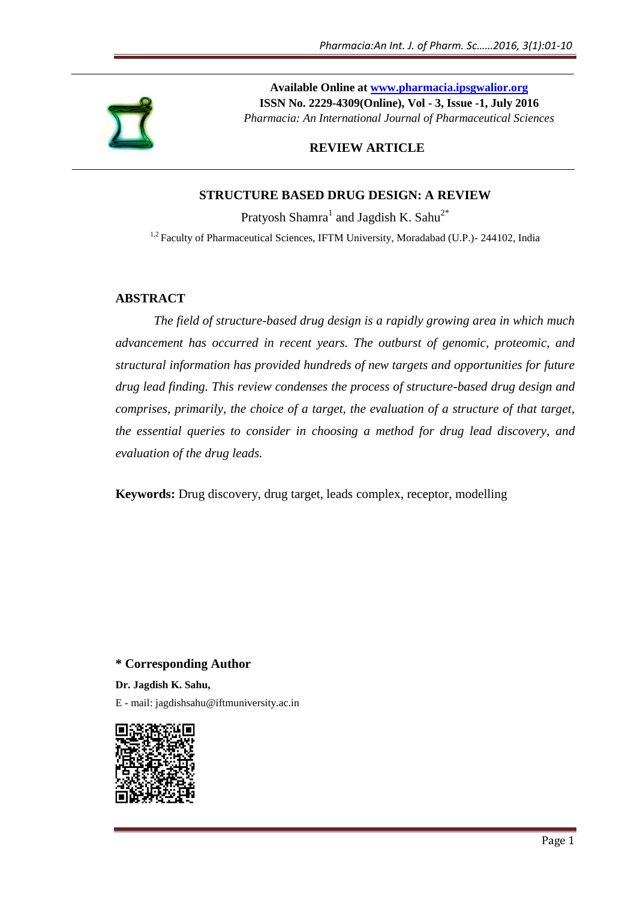**Available Online at [www.pharmacia.ipsgwalior.org](http://www.pharmacia.ipsgwalior.org)**
**ISSN No. 2229-4309(Online), Vol - 3, Issue -1, July 2016**
*Pharmacia: An International Journal of Pharmaceutical Sciences*

**REVIEW ARTICLE**

# STRUCTURE BASED DRUG DESIGN: A REVIEW

Pratyosh Shamra[1] and Jagdish K. Sahu[2*]

[1,2] Faculty of Pharmaceutical Sciences, IFTM University, Moradabad (U.P.)- 244102, India

## ABSTRACT

*The field of structure-based drug design is a rapidly growing area in which much advancement has occurred in recent years. The outburst of genomic, proteomic, and structural information has provided hundreds of new targets and opportunities for future drug lead finding. This review condenses the process of structure-based drug design and comprises, primarily, the choice of a target, the evaluation of a structure of that target, the essential queries to consider in choosing a method for drug lead discovery, and evaluation of the drug leads.*

**Keywords:** Drug discovery, drug target, leads complex, receptor, modelling

**\* Corresponding Author**

**Dr. Jagdish K. Sahu,**

E - mail: jagdishsahu@iftmuniversity.ac.in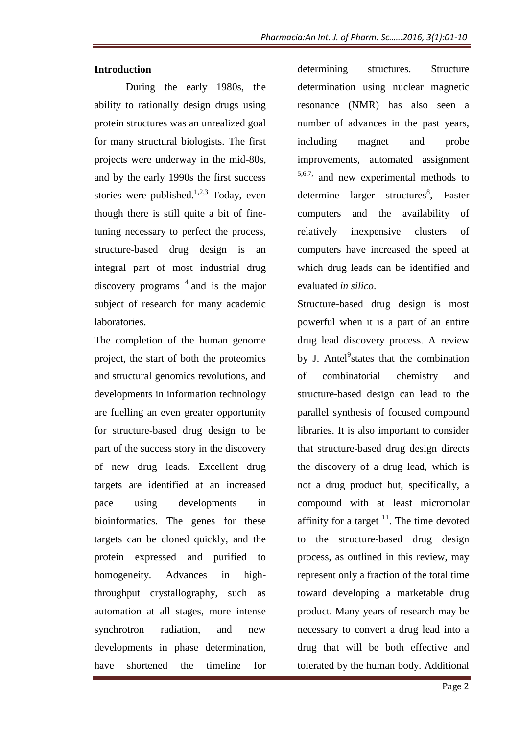## Introduction

During the early 1980s, the ability to rationally design drugs using protein structures was an unrealized goal for many structural biologists. The first projects were underway in the mid-80s, and by the early 1990s the first success stories were published.[1,2,3] Today, even though there is still quite a bit of fine-tuning necessary to perfect the process, structure-based drug design is an integral part of most industrial drug discovery programs [4] and is the major subject of research for many academic laboratories.

The completion of the human genome project, the start of both the proteomics and structural genomics revolutions, and developments in information technology are fuelling an even greater opportunity for structure-based drug design to be part of the success story in the discovery of new drug leads. Excellent drug targets are identified at an increased pace using developments in bioinformatics. The genes for these targets can be cloned quickly, and the protein expressed and purified to homogeneity. Advances in high-throughput crystallography, such as automation at all stages, more intense synchrotron radiation, and new developments in phase determination, have shortened the timeline for determining structures. Structure determination using nuclear magnetic resonance (NMR) has also seen a number of advances in the past years, including magnet and probe improvements, automated assignment [5,6,7,] and new experimental methods to determine larger structures[8], Faster computers and the availability of relatively inexpensive clusters of computers have increased the speed at which drug leads can be identified and evaluated *in silico*.

Structure-based drug design is most powerful when it is a part of an entire drug lead discovery process. A review by J. Antel[9]states that the combination of combinatorial chemistry and structure-based design can lead to the parallel synthesis of focused compound libraries. It is also important to consider that structure-based drug design directs the discovery of a drug lead, which is not a drug product but, specifically, a compound with at least micromolar affinity for a target [11]. The time devoted to the structure-based drug design process, as outlined in this review, may represent only a fraction of the total time toward developing a marketable drug product. Many years of research may be necessary to convert a drug lead into a drug that will be both effective and tolerated by the human body. Additional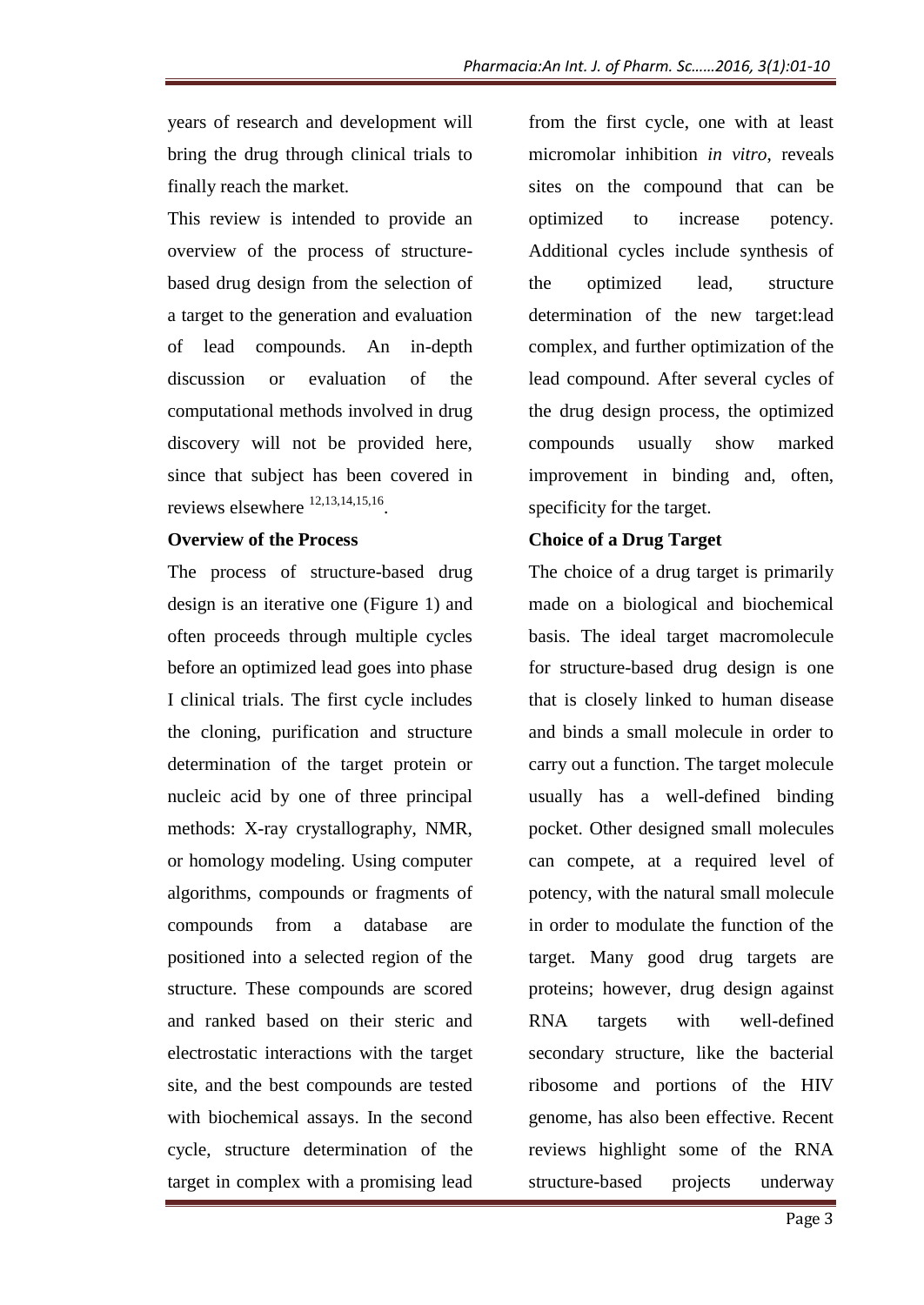years of research and development will bring the drug through clinical trials to finally reach the market.

This review is intended to provide an overview of the process of structure-based drug design from the selection of a target to the generation and evaluation of lead compounds. An in-depth discussion or evaluation of the computational methods involved in drug discovery will not be provided here, since that subject has been covered in reviews elsewhere [12,13,14,15,16].

**Overview of the Process**

The process of structure-based drug design is an iterative one (Figure 1) and often proceeds through multiple cycles before an optimized lead goes into phase I clinical trials. The first cycle includes the cloning, purification and structure determination of the target protein or nucleic acid by one of three principal methods: X-ray crystallography, NMR, or homology modeling. Using computer algorithms, compounds or fragments of compounds from a database are positioned into a selected region of the structure. These compounds are scored and ranked based on their steric and electrostatic interactions with the target site, and the best compounds are tested with biochemical assays. In the second cycle, structure determination of the target in complex with a promising lead from the first cycle, one with at least micromolar inhibition *in vitro*, reveals sites on the compound that can be optimized to increase potency. Additional cycles include synthesis of the optimized lead, structure determination of the new target:lead complex, and further optimization of the lead compound. After several cycles of the drug design process, the optimized compounds usually show marked improvement in binding and, often, specificity for the target.

**Choice of a Drug Target**

The choice of a drug target is primarily made on a biological and biochemical basis. The ideal target macromolecule for structure-based drug design is one that is closely linked to human disease and binds a small molecule in order to carry out a function. The target molecule usually has a well-defined binding pocket. Other designed small molecules can compete, at a required level of potency, with the natural small molecule in order to modulate the function of the target. Many good drug targets are proteins; however, drug design against RNA targets with well-defined secondary structure, like the bacterial ribosome and portions of the HIV genome, has also been effective. Recent reviews highlight some of the RNA structure-based projects underway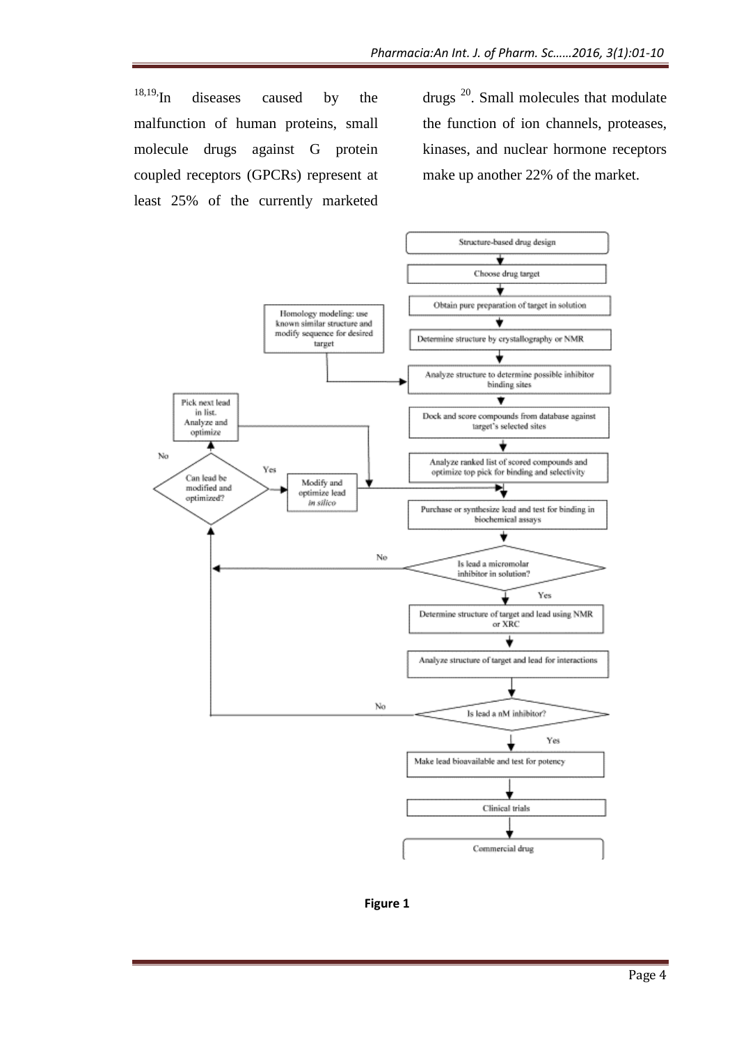[18,19]. In diseases caused by the malfunction of human proteins, small molecule drugs against G protein coupled receptors (GPCRs) represent at least 25% of the currently marketed drugs [20]. Small molecules that modulate the function of ion channels, proteases, kinases, and nuclear hormone receptors make up another 22% of the market.

Structure-based drug design

Choose drug target

Obtain pure preparation of target in solution

Homology modeling: use known similar structure and modify sequence for desired target

Determine structure by crystallography or NMR

Analyze structure to determine possible inhibitor binding sites

Pick next lead in list. Analyze and optimize

Dock and score compounds from database against target's selected sites

No

Analyze ranked list of scored compounds and optimize top pick for binding and selectivity

Can lead be modified and optimized?

Yes

Modify and optimize lead *in silico*

Purchase or synthesize lead and test for binding in biochemical assays

No

Is lead a micromolar inhibitor in solution?

Yes

Determine structure of target and lead using NMR or XRC

Analyze structure of target and lead for interactions

No

Is lead a nM inhibitor?

Yes

Make lead bioavailable and test for potency

Clinical trials

Commercial drug

**Figure 1**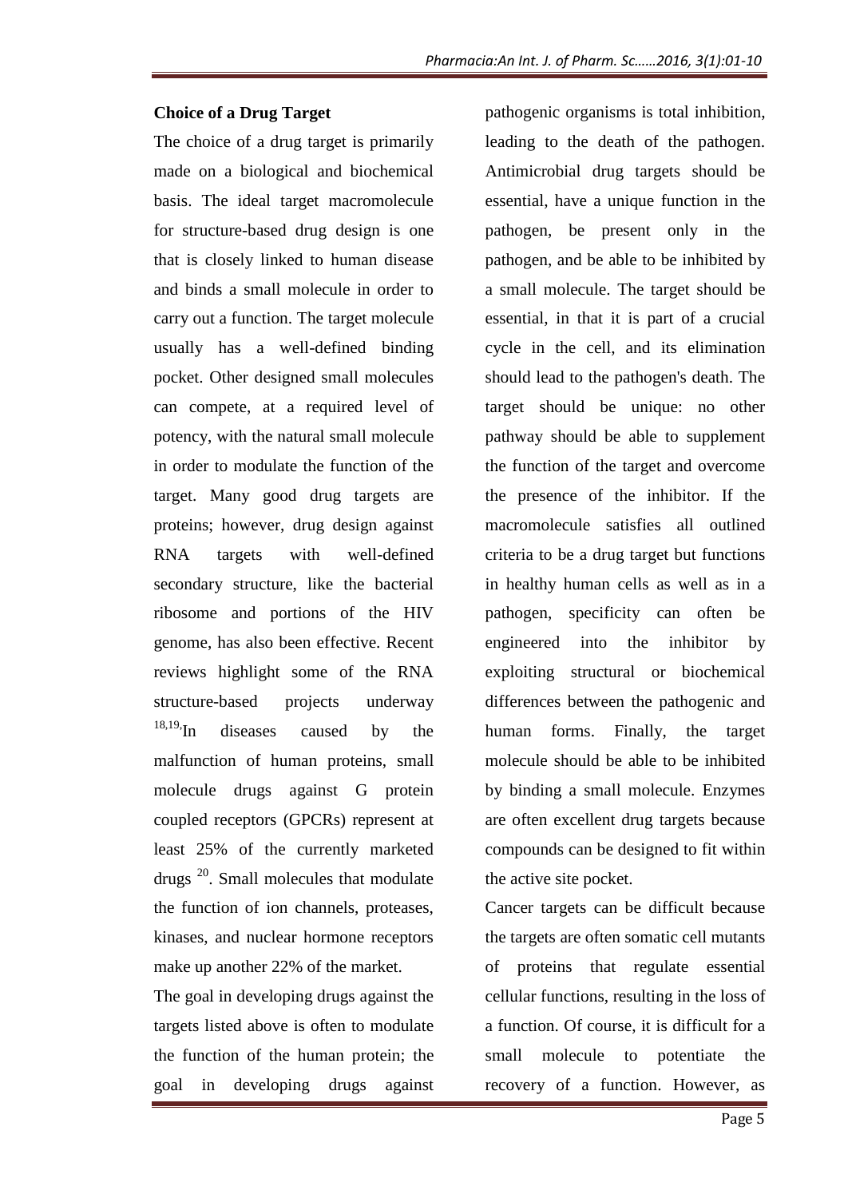## Choice of a Drug Target

The choice of a drug target is primarily made on a biological and biochemical basis. The ideal target macromolecule for structure-based drug design is one that is closely linked to human disease and binds a small molecule in order to carry out a function. The target molecule usually has a well-defined binding pocket. Other designed small molecules can compete, at a required level of potency, with the natural small molecule in order to modulate the function of the target. Many good drug targets are proteins; however, drug design against RNA targets with well-defined secondary structure, like the bacterial ribosome and portions of the HIV genome, has also been effective. Recent reviews highlight some of the RNA structure-based projects underway [18,19].In diseases caused by the malfunction of human proteins, small molecule drugs against G protein coupled receptors (GPCRs) represent at least 25% of the currently marketed drugs [20]. Small molecules that modulate the function of ion channels, proteases, kinases, and nuclear hormone receptors make up another 22% of the market.

The goal in developing drugs against the targets listed above is often to modulate the function of the human protein; the goal in developing drugs against pathogenic organisms is total inhibition, leading to the death of the pathogen. Antimicrobial drug targets should be essential, have a unique function in the pathogen, be present only in the pathogen, and be able to be inhibited by a small molecule. The target should be essential, in that it is part of a crucial cycle in the cell, and its elimination should lead to the pathogen's death. The target should be unique: no other pathway should be able to supplement the function of the target and overcome the presence of the inhibitor. If the macromolecule satisfies all outlined criteria to be a drug target but functions in healthy human cells as well as in a pathogen, specificity can often be engineered into the inhibitor by exploiting structural or biochemical differences between the pathogenic and human forms. Finally, the target molecule should be able to be inhibited by binding a small molecule. Enzymes are often excellent drug targets because compounds can be designed to fit within the active site pocket.

Cancer targets can be difficult because the targets are often somatic cell mutants of proteins that regulate essential cellular functions, resulting in the loss of a function. Of course, it is difficult for a small molecule to potentiate the recovery of a function. However, as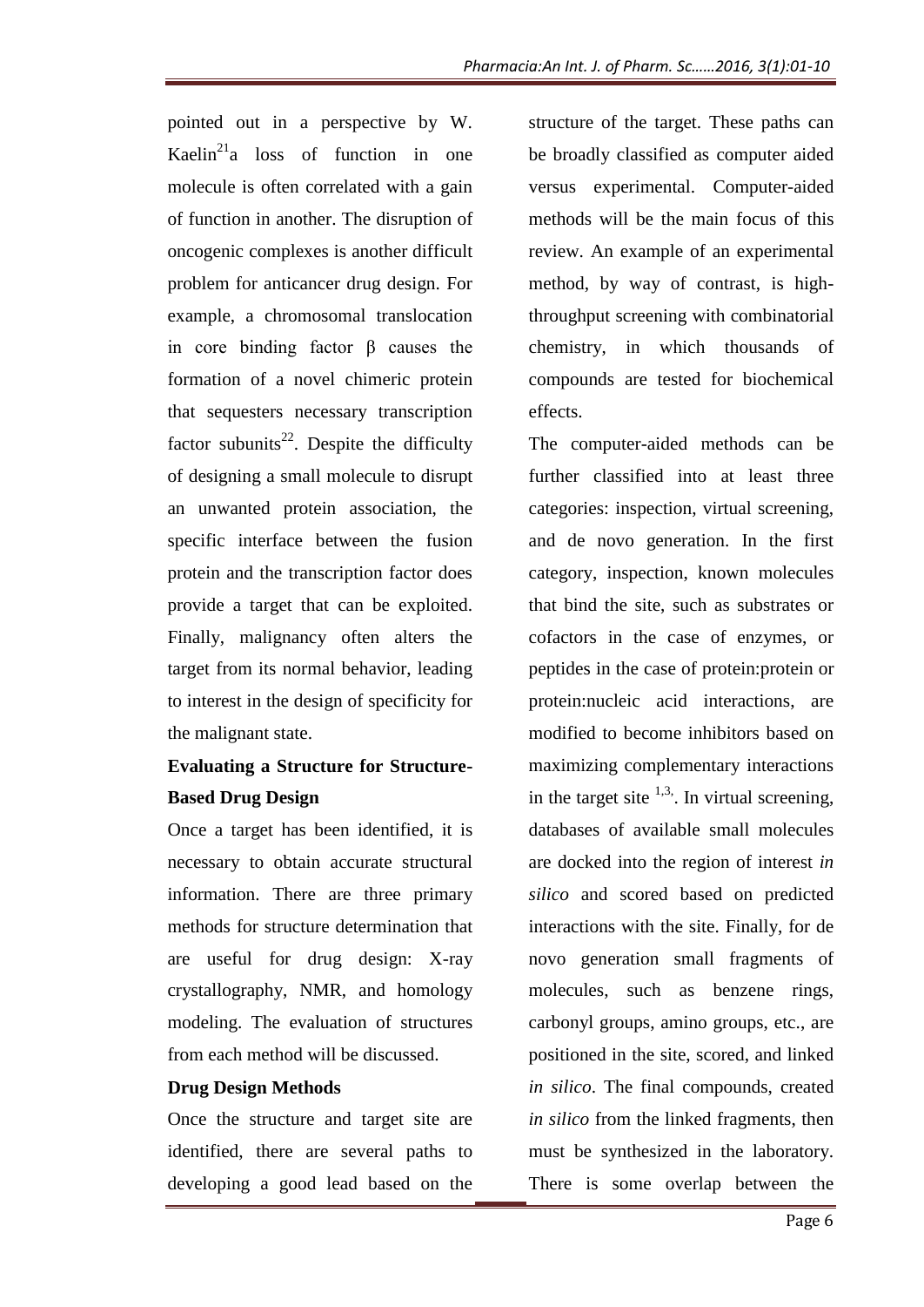pointed out in a perspective by W. Kaelin[21]a loss of function in one molecule is often correlated with a gain of function in another. The disruption of oncogenic complexes is another difficult problem for anticancer drug design. For example, a chromosomal translocation in core binding factor β causes the formation of a novel chimeric protein that sequesters necessary transcription factor subunits[22]. Despite the difficulty of designing a small molecule to disrupt an unwanted protein association, the specific interface between the fusion protein and the transcription factor does provide a target that can be exploited. Finally, malignancy often alters the target from its normal behavior, leading to interest in the design of specificity for the malignant state.

**Evaluating a Structure for Structure-Based Drug Design**

Once a target has been identified, it is necessary to obtain accurate structural information. There are three primary methods for structure determination that are useful for drug design: X-ray crystallography, NMR, and homology modeling. The evaluation of structures from each method will be discussed.

**Drug Design Methods**

Once the structure and target site are identified, there are several paths to developing a good lead based on the structure of the target. These paths can be broadly classified as computer aided versus experimental. Computer-aided methods will be the main focus of this review. An example of an experimental method, by way of contrast, is high-throughput screening with combinatorial chemistry, in which thousands of compounds are tested for biochemical effects.

The computer-aided methods can be further classified into at least three categories: inspection, virtual screening, and de novo generation. In the first category, inspection, known molecules that bind the site, such as substrates or cofactors in the case of enzymes, or peptides in the case of protein:protein or protein:nucleic acid interactions, are modified to become inhibitors based on maximizing complementary interactions in the target site [1,3,]. In virtual screening, databases of available small molecules are docked into the region of interest *in silico* and scored based on predicted interactions with the site. Finally, for de novo generation small fragments of molecules, such as benzene rings, carbonyl groups, amino groups, etc., are positioned in the site, scored, and linked *in silico*. The final compounds, created *in silico* from the linked fragments, then must be synthesized in the laboratory. There is some overlap between the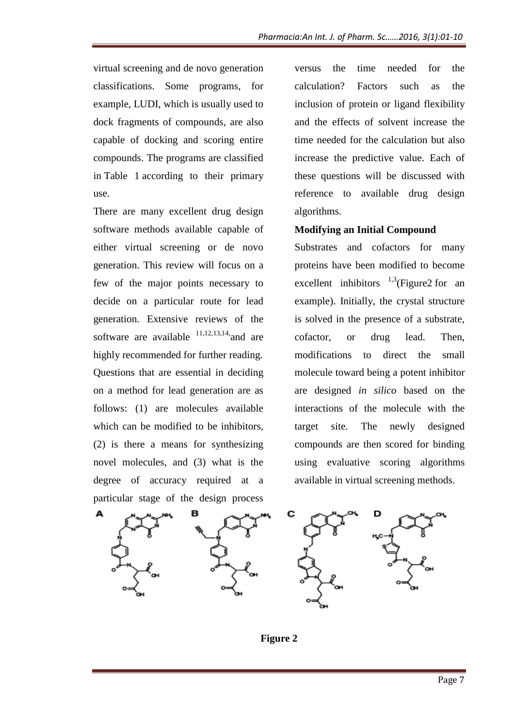virtual screening and de novo generation classifications. Some programs, for example, LUDI, which is usually used to dock fragments of compounds, are also capable of docking and scoring entire compounds. The programs are classified in Table 1 according to their primary use.

There are many excellent drug design software methods available capable of either virtual screening or de novo generation. This review will focus on a few of the major points necessary to decide on a particular route for lead generation. Extensive reviews of the software are available [11,12,13,14,] and are highly recommended for further reading. Questions that are essential in deciding on a method for lead generation are as follows: (1) are molecules available which can be modified to be inhibitors, (2) is there a means for synthesizing novel molecules, and (3) what is the degree of accuracy required at a particular stage of the design process versus the time needed for the calculation? Factors such as the inclusion of protein or ligand flexibility and the effects of solvent increase the time needed for the calculation but also increase the predictive value. Each of these questions will be discussed with reference to available drug design algorithms.

**Modifying an Initial Compound**

Substrates and cofactors for many proteins have been modified to become excellent inhibitors [1,3](Figure2 for an example). Initially, the crystal structure is solved in the presence of a substrate, cofactor, or drug lead. Then, modifications to direct the small molecule toward being a potent inhibitor are designed *in silico* based on the interactions of the molecule with the target site. The newly designed compounds are then scored for binding using evaluative scoring algorithms available in virtual screening methods.

**Figure 2**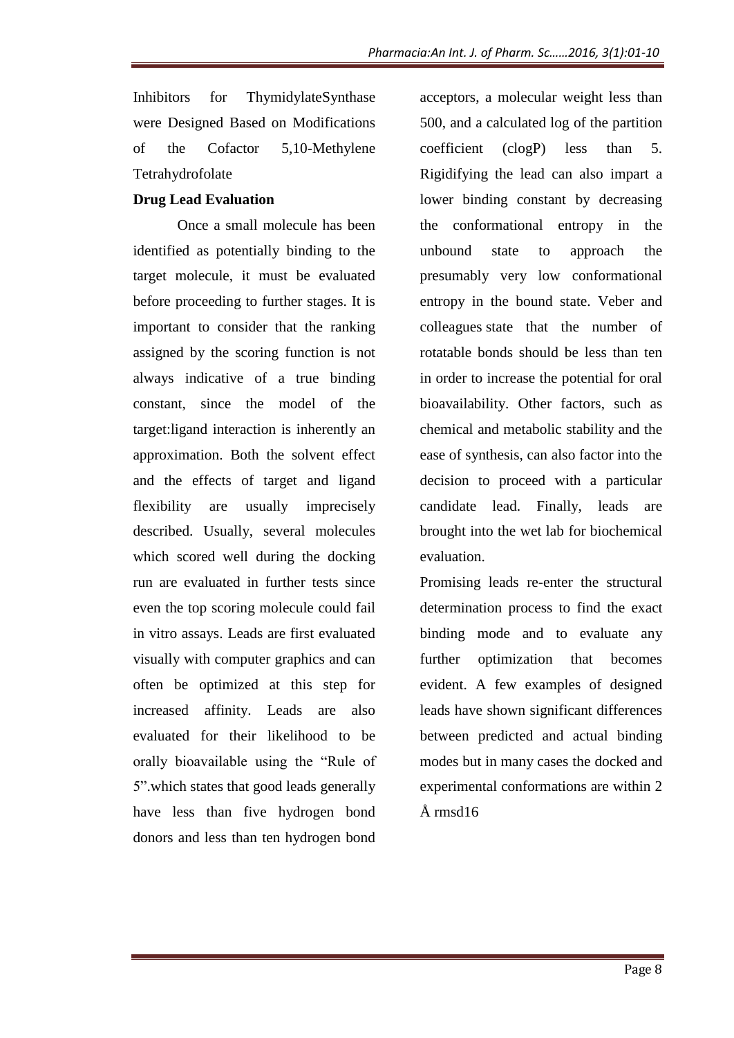Inhibitors for ThymidylateSynthase were Designed Based on Modifications of the Cofactor 5,10-Methylene Tetrahydrofolate

**Drug Lead Evaluation**

Once a small molecule has been identified as potentially binding to the target molecule, it must be evaluated before proceeding to further stages. It is important to consider that the ranking assigned by the scoring function is not always indicative of a true binding constant, since the model of the target:ligand interaction is inherently an approximation. Both the solvent effect and the effects of target and ligand flexibility are usually imprecisely described. Usually, several molecules which scored well during the docking run are evaluated in further tests since even the top scoring molecule could fail in vitro assays. Leads are first evaluated visually with computer graphics and can often be optimized at this step for increased affinity. Leads are also evaluated for their likelihood to be orally bioavailable using the "Rule of 5".which states that good leads generally have less than five hydrogen bond donors and less than ten hydrogen bond acceptors, a molecular weight less than 500, and a calculated log of the partition coefficient (clogP) less than 5. Rigidifying the lead can also impart a lower binding constant by decreasing the conformational entropy in the unbound state to approach the presumably very low conformational entropy in the bound state. Veber and colleagues state that the number of rotatable bonds should be less than ten in order to increase the potential for oral bioavailability. Other factors, such as chemical and metabolic stability and the ease of synthesis, can also factor into the decision to proceed with a particular candidate lead. Finally, leads are brought into the wet lab for biochemical evaluation.

Promising leads re-enter the structural determination process to find the exact binding mode and to evaluate any further optimization that becomes evident. A few examples of designed leads have shown significant differences between predicted and actual binding modes but in many cases the docked and experimental conformations are within 2 Å rmsd16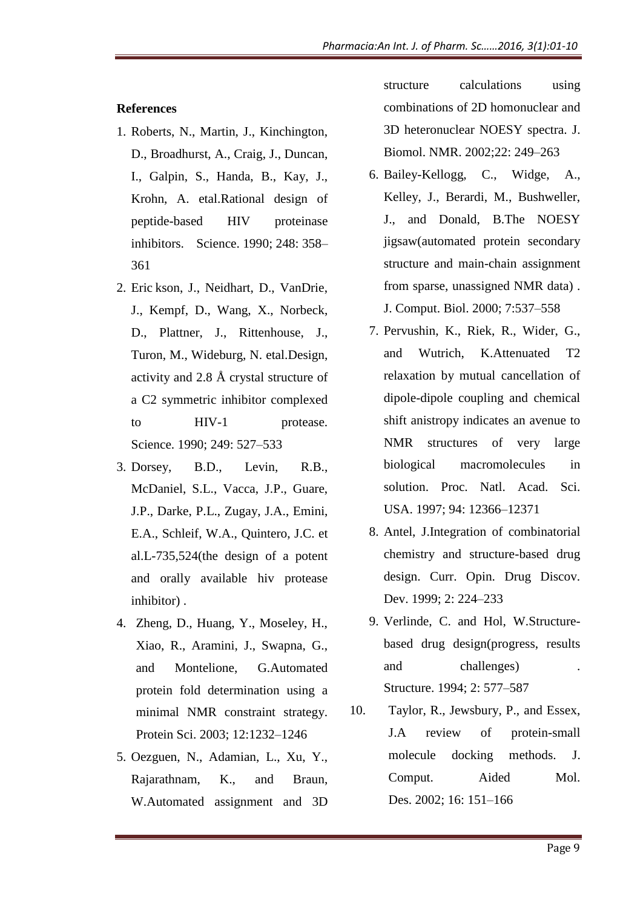**References**

1. Roberts, N., Martin, J., Kinchington, D., Broadhurst, A., Craig, J., Duncan, I., Galpin, S., Handa, B., Kay, J., Krohn, A. etal.Rational design of peptide-based HIV proteinase inhibitors. Science. 1990; 248: 358–361
2. Eric kson, J., Neidhart, D., VanDrie, J., Kempf, D., Wang, X., Norbeck, D., Plattner, J., Rittenhouse, J., Turon, M., Wideburg, N. etal.Design, activity and 2.8 Å crystal structure of a C2 symmetric inhibitor complexed to HIV-1 protease. Science. 1990; 249: 527–533
3. Dorsey, B.D., Levin, R.B., McDaniel, S.L., Vacca, J.P., Guare, J.P., Darke, P.L., Zugay, J.A., Emini, E.A., Schleif, W.A., Quintero, J.C. et al.L-735,524(the design of a potent and orally available hiv protease inhibitor) .
4. Zheng, D., Huang, Y., Moseley, H., Xiao, R., Aramini, J., Swapna, G., and Montelione, G.Automated protein fold determination using a minimal NMR constraint strategy. Protein Sci. 2003; 12:1232–1246
5. Oezguen, N., Adamian, L., Xu, Y., Rajarathnam, K., and Braun, W.Automated assignment and 3D structure calculations using combinations of 2D homonuclear and 3D heteronuclear NOESY spectra. J. Biomol. NMR. 2002;22: 249–263
6. Bailey-Kellogg, C., Widge, A., Kelley, J., Berardi, M., Bushweller, J., and Donald, B.The NOESY jigsaw(automated protein secondary structure and main-chain assignment from sparse, unassigned NMR data) . J. Comput. Biol. 2000; 7:537–558
7. Pervushin, K., Riek, R., Wider, G., and Wutrich, K.Attenuated T2 relaxation by mutual cancellation of dipole-dipole coupling and chemical shift anistropy indicates an avenue to NMR structures of very large biological macromolecules in solution. Proc. Natl. Acad. Sci. USA. 1997; 94: 12366–12371
8. Antel, J.Integration of combinatorial chemistry and structure-based drug design. Curr. Opin. Drug Discov. Dev. 1999; 2: 224–233
9. Verlinde, C. and Hol, W.Structure-based drug design(progress, results and challenges) . Structure. 1994; 2: 577–587
10. Taylor, R., Jewsbury, P., and Essex, J.A review of protein-small molecule docking methods. J. Comput. Aided Mol. Des. 2002; 16: 151–166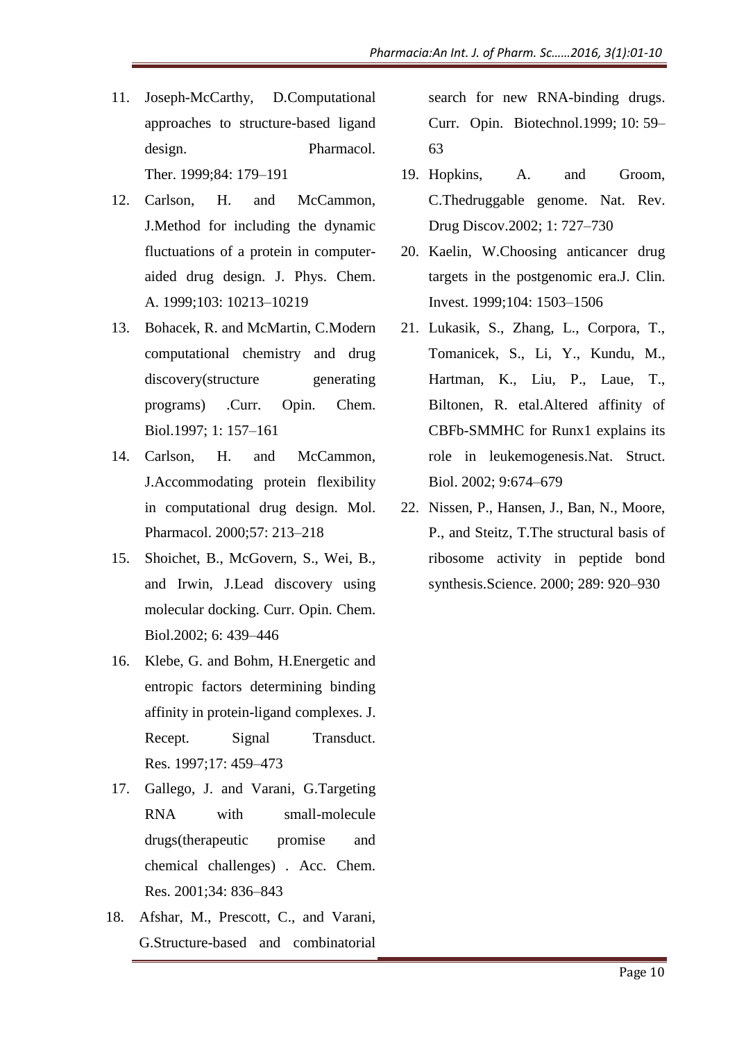11. Joseph-McCarthy, D.Computational approaches to structure-based ligand design. Pharmacol. Ther. 1999;84: 179–191
12. Carlson, H. and McCammon, J.Method for including the dynamic fluctuations of a protein in computer-aided drug design. J. Phys. Chem. A. 1999;103: 10213–10219
13. Bohacek, R. and McMartin, C.Modern computational chemistry and drug discovery(structure generating programs) .Curr. Opin. Chem. Biol.1997; 1: 157–161
14. Carlson, H. and McCammon, J.Accommodating protein flexibility in computational drug design. Mol. Pharmacol. 2000;57: 213–218
15. Shoichet, B., McGovern, S., Wei, B., and Irwin, J.Lead discovery using molecular docking. Curr. Opin. Chem. Biol.2002; 6: 439–446
16. Klebe, G. and Bohm, H.Energetic and entropic factors determining binding affinity in protein-ligand complexes. J. Recept. Signal Transduct. Res. 1997;17: 459–473
17. Gallego, J. and Varani, G.Targeting RNA with small-molecule drugs(therapeutic promise and chemical challenges) . Acc. Chem. Res. 2001;34: 836–843
18. Afshar, M., Prescott, C., and Varani, G.Structure-based and combinatorial search for new RNA-binding drugs. Curr. Opin. Biotechnol.1999; 10: 59–63
19. Hopkins, A. and Groom, C.Thedruggable genome. Nat. Rev. Drug Discov.2002; 1: 727–730
20. Kaelin, W.Choosing anticancer drug targets in the postgenomic era.J. Clin. Invest. 1999;104: 1503–1506
21. Lukasik, S., Zhang, L., Corpora, T., Tomanicek, S., Li, Y., Kundu, M., Hartman, K., Liu, P., Laue, T., Biltonen, R. etal.Altered affinity of CBFb-SMMHC for Runx1 explains its role in leukemogenesis.Nat. Struct. Biol. 2002; 9:674–679
22. Nissen, P., Hansen, J., Ban, N., Moore, P., and Steitz, T.The structural basis of ribosome activity in peptide bond synthesis.Science. 2000; 289: 920–930